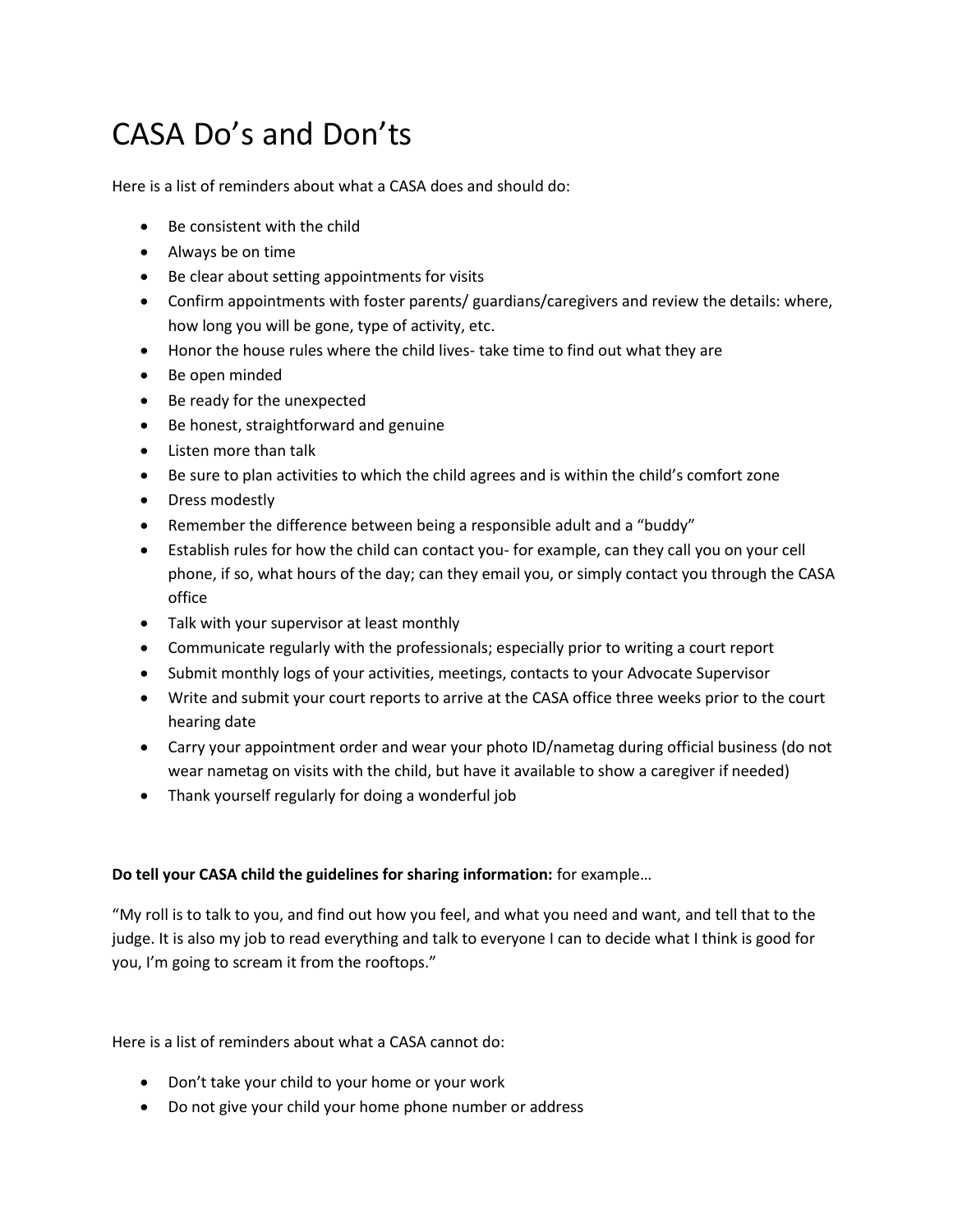# CASA Do's and Don'ts

Here is a list of reminders about what a CASA does and should do:

- Be consistent with the child
- Always be on time
- Be clear about setting appointments for visits
- Confirm appointments with foster parents/ guardians/caregivers and review the details: where, how long you will be gone, type of activity, etc.
- Honor the house rules where the child lives- take time to find out what they are
- Be open minded
- Be ready for the unexpected
- Be honest, straightforward and genuine
- Listen more than talk
- Be sure to plan activities to which the child agrees and is within the child's comfort zone
- Dress modestly
- Remember the difference between being a responsible adult and a "buddy"
- Establish rules for how the child can contact you- for example, can they call you on your cell phone, if so, what hours of the day; can they email you, or simply contact you through the CASA office
- Talk with your supervisor at least monthly
- Communicate regularly with the professionals; especially prior to writing a court report
- Submit monthly logs of your activities, meetings, contacts to your Advocate Supervisor
- Write and submit your court reports to arrive at the CASA office three weeks prior to the court hearing date
- Carry your appointment order and wear your photo ID/nametag during official business (do not wear nametag on visits with the child, but have it available to show a caregiver if needed)
- Thank yourself regularly for doing a wonderful job

**Do tell your CASA child the guidelines for sharing information:** for example…

"My roll is to talk to you, and find out how you feel, and what you need and want, and tell that to the judge. It is also my job to read everything and talk to everyone I can to decide what I think is good for you, I'm going to scream it from the rooftops."

Here is a list of reminders about what a CASA cannot do:

- Don't take your child to your home or your work
- Do not give your child your home phone number or address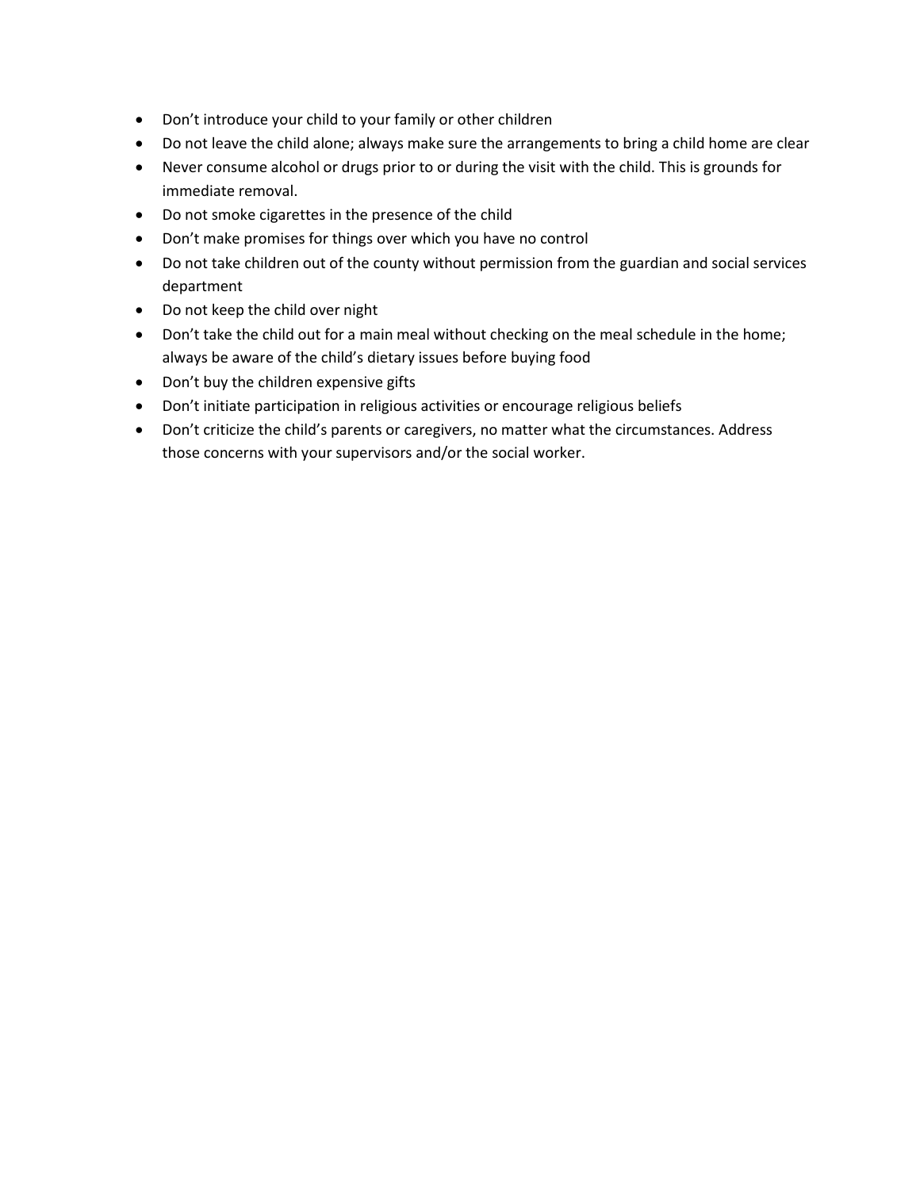- Don't introduce your child to your family or other children
- Do not leave the child alone; always make sure the arrangements to bring a child home are clear
- Never consume alcohol or drugs prior to or during the visit with the child. This is grounds for immediate removal.
- Do not smoke cigarettes in the presence of the child
- Don't make promises for things over which you have no control
- Do not take children out of the county without permission from the guardian and social services department
- Do not keep the child over night
- Don't take the child out for a main meal without checking on the meal schedule in the home; always be aware of the child's dietary issues before buying food
- Don't buy the children expensive gifts
- Don't initiate participation in religious activities or encourage religious beliefs
- Don't criticize the child's parents or caregivers, no matter what the circumstances. Address those concerns with your supervisors and/or the social worker.